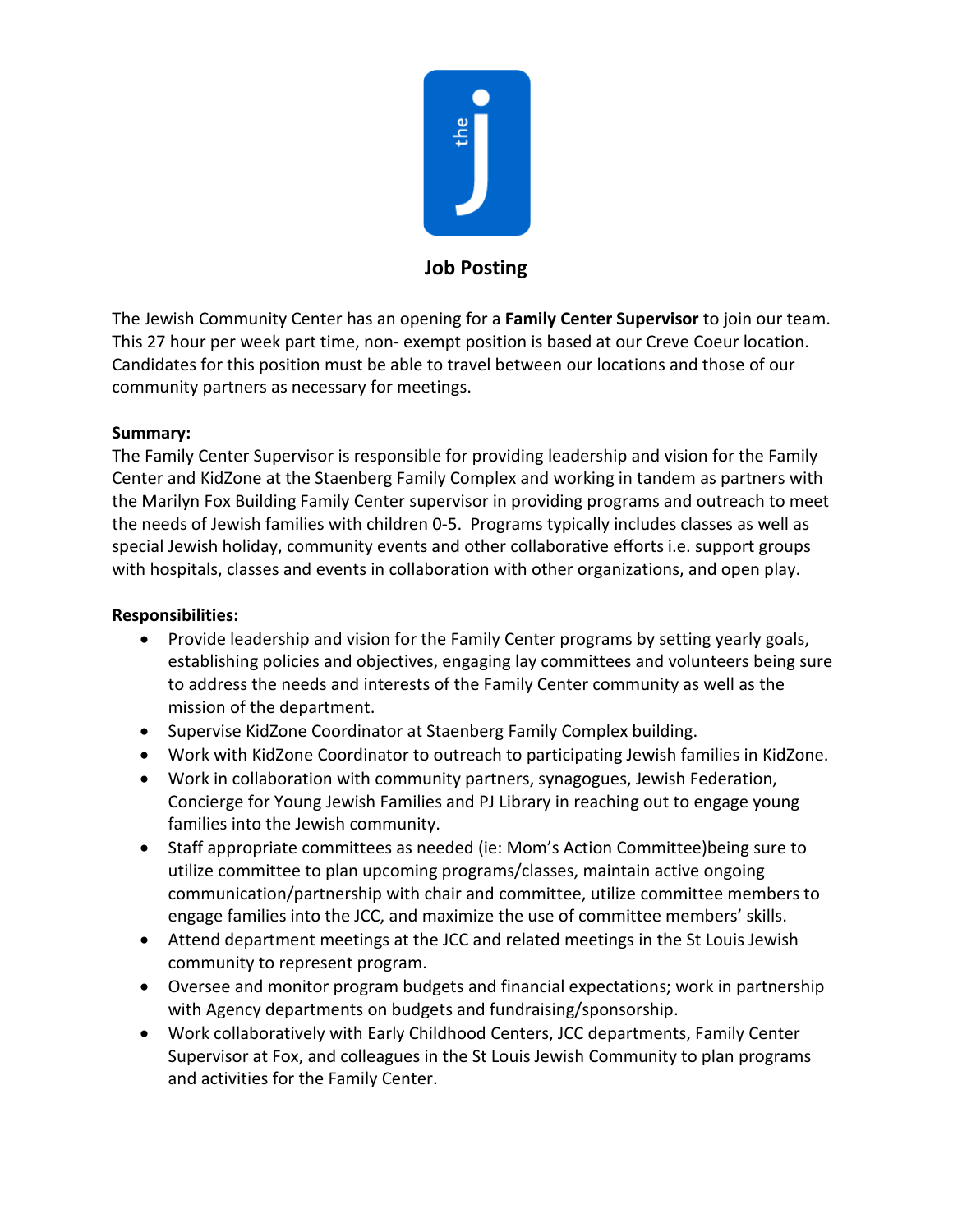## Job Posting

The Jewish Community Center has an opening for a **Family Center Supervisor** to join our team. This 27 hour per week part time, non- exempt position is based at our Creve Coeur location. Candidates for this position must be able to travel between our locations and those of our community partners as necessary for meetings.

**Summary:**
The Family Center Supervisor is responsible for providing leadership and vision for the Family Center and KidZone at the Staenberg Family Complex and working in tandem as partners with the Marilyn Fox Building Family Center supervisor in providing programs and outreach to meet the needs of Jewish families with children 0-5. Programs typically includes classes as well as special Jewish holiday, community events and other collaborative efforts i.e. support groups with hospitals, classes and events in collaboration with other organizations, and open play.

**Responsibilities:**

- Provide leadership and vision for the Family Center programs by setting yearly goals, establishing policies and objectives, engaging lay committees and volunteers being sure to address the needs and interests of the Family Center community as well as the mission of the department.
- Supervise KidZone Coordinator at Staenberg Family Complex building.
- Work with KidZone Coordinator to outreach to participating Jewish families in KidZone.
- Work in collaboration with community partners, synagogues, Jewish Federation, Concierge for Young Jewish Families and PJ Library in reaching out to engage young families into the Jewish community.
- Staff appropriate committees as needed (ie: Mom's Action Committee)being sure to utilize committee to plan upcoming programs/classes, maintain active ongoing communication/partnership with chair and committee, utilize committee members to engage families into the JCC, and maximize the use of committee members' skills.
- Attend department meetings at the JCC and related meetings in the St Louis Jewish community to represent program.
- Oversee and monitor program budgets and financial expectations; work in partnership with Agency departments on budgets and fundraising/sponsorship.
- Work collaboratively with Early Childhood Centers, JCC departments, Family Center Supervisor at Fox, and colleagues in the St Louis Jewish Community to plan programs and activities for the Family Center.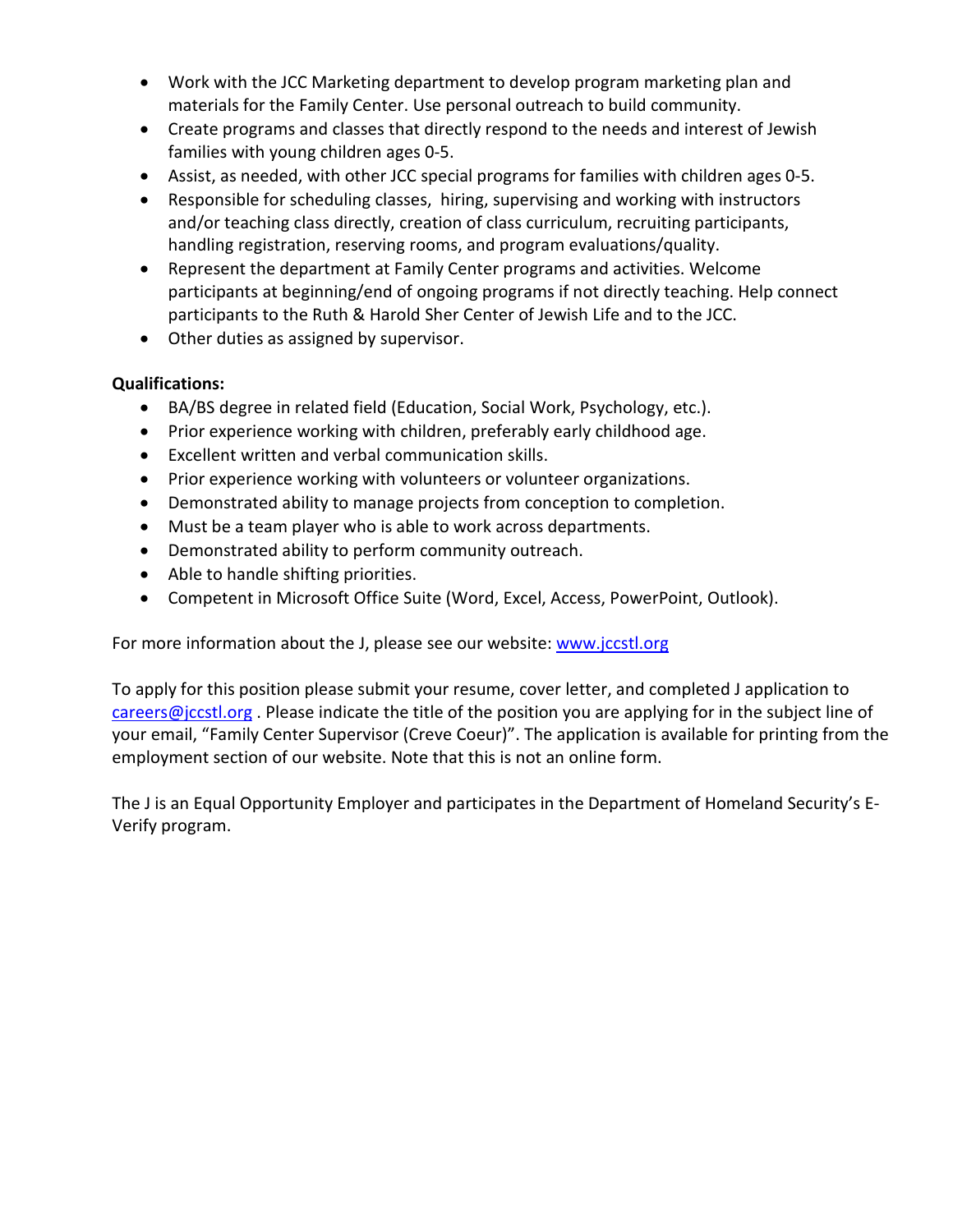- Work with the JCC Marketing department to develop program marketing plan and materials for the Family Center. Use personal outreach to build community.
- Create programs and classes that directly respond to the needs and interest of Jewish families with young children ages 0-5.
- Assist, as needed, with other JCC special programs for families with children ages 0-5.
- Responsible for scheduling classes, hiring, supervising and working with instructors and/or teaching class directly, creation of class curriculum, recruiting participants, handling registration, reserving rooms, and program evaluations/quality.
- Represent the department at Family Center programs and activities. Welcome participants at beginning/end of ongoing programs if not directly teaching. Help connect participants to the Ruth & Harold Sher Center of Jewish Life and to the JCC.
- Other duties as assigned by supervisor.

**Qualifications:**

- BA/BS degree in related field (Education, Social Work, Psychology, etc.).
- Prior experience working with children, preferably early childhood age.
- Excellent written and verbal communication skills.
- Prior experience working with volunteers or volunteer organizations.
- Demonstrated ability to manage projects from conception to completion.
- Must be a team player who is able to work across departments.
- Demonstrated ability to perform community outreach.
- Able to handle shifting priorities.
- Competent in Microsoft Office Suite (Word, Excel, Access, PowerPoint, Outlook).

For more information about the J, please see our website: [www.jccstl.org](http://www.jccstl.org)

To apply for this position please submit your resume, cover letter, and completed J application to [careers@jccstl.org](mailto:careers@jccstl.org) . Please indicate the title of the position you are applying for in the subject line of your email, "Family Center Supervisor (Creve Coeur)". The application is available for printing from the employment section of our website. Note that this is not an online form.

The J is an Equal Opportunity Employer and participates in the Department of Homeland Security's E-Verify program.